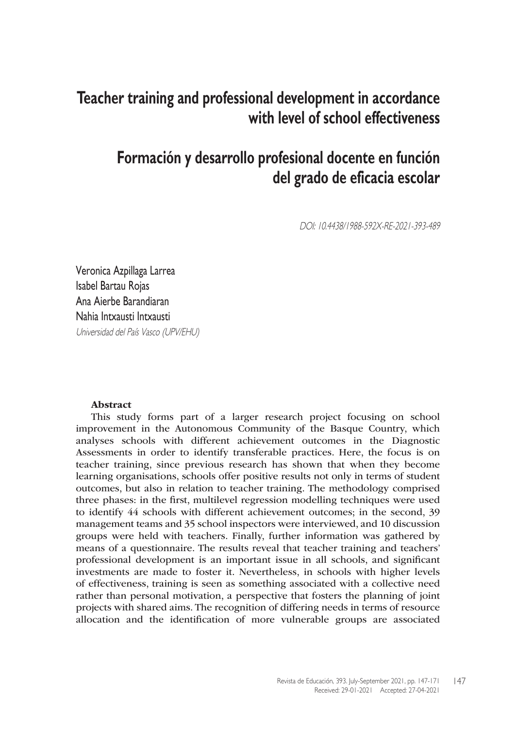# Teacher training and professional development in accordance with level of school effectiveness

# Formación y desarrollo profesional docente en función del grado de eficacia escolar

*DOI: 10.4438/1988-592X-RE-2021-393-489*

Veronica Azpillaga Larrea
Isabel Bartau Rojas
Ana Aierbe Barandiaran
Nahia Intxausti Intxausti
*Universidad del País Vasco (UPV/EHU)*

**Abstract**

This study forms part of a larger research project focusing on school improvement in the Autonomous Community of the Basque Country, which analyses schools with different achievement outcomes in the Diagnostic Assessments in order to identify transferable practices. Here, the focus is on teacher training, since previous research has shown that when they become learning organisations, schools offer positive results not only in terms of student outcomes, but also in relation to teacher training. The methodology comprised three phases: in the first, multilevel regression modelling techniques were used to identify 44 schools with different achievement outcomes; in the second, 39 management teams and 35 school inspectors were interviewed, and 10 discussion groups were held with teachers. Finally, further information was gathered by means of a questionnaire. The results reveal that teacher training and teachers' professional development is an important issue in all schools, and significant investments are made to foster it. Nevertheless, in schools with higher levels of effectiveness, training is seen as something associated with a collective need rather than personal motivation, a perspective that fosters the planning of joint projects with shared aims. The recognition of differing needs in terms of resource allocation and the identification of more vulnerable groups are associated

Received: 29-01-2021 Accepted: 27-04-2021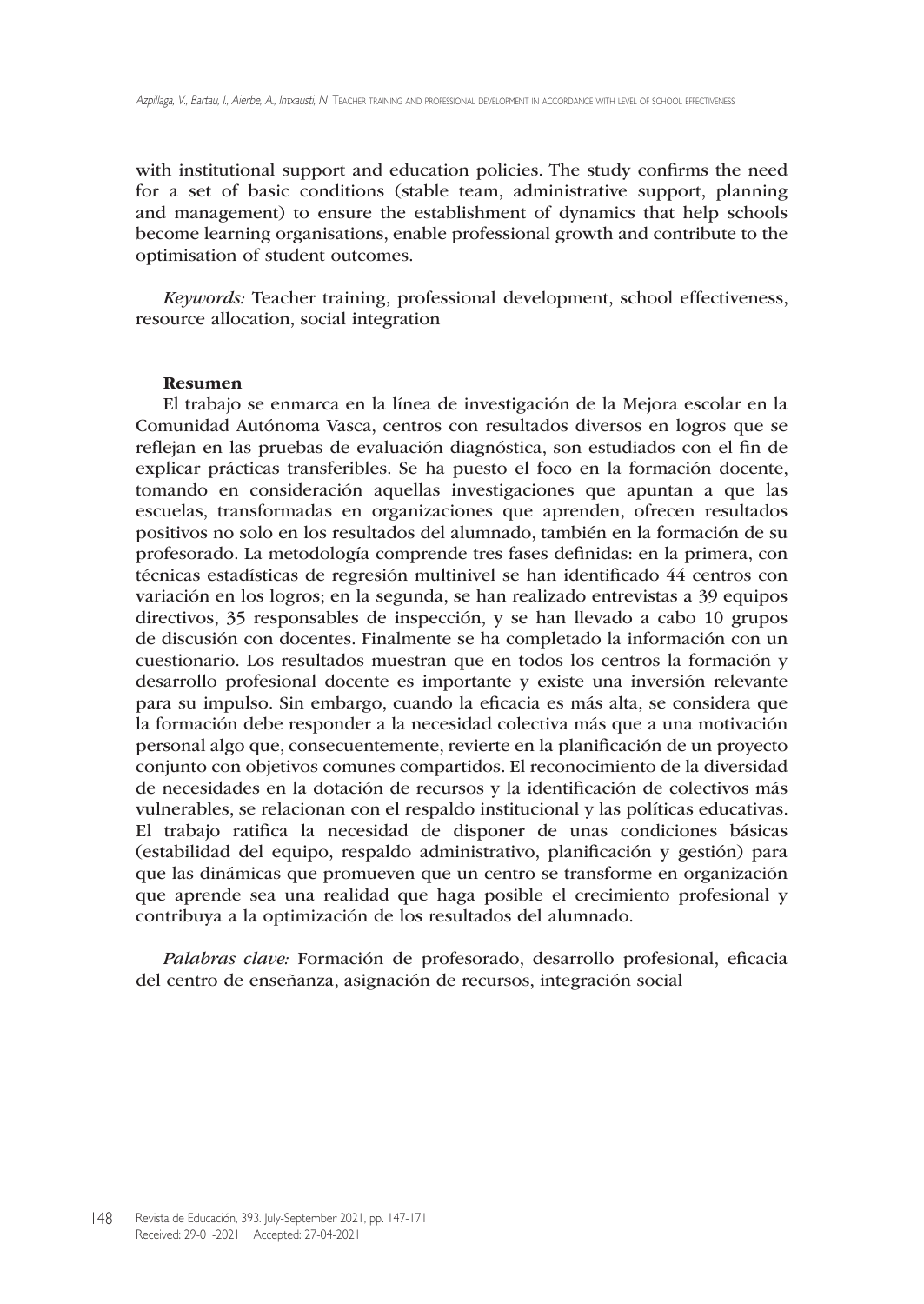with institutional support and education policies. The study confirms the need for a set of basic conditions (stable team, administrative support, planning and management) to ensure the establishment of dynamics that help schools become learning organisations, enable professional growth and contribute to the optimisation of student outcomes.

*Keywords:* Teacher training, professional development, school effectiveness, resource allocation, social integration

**Resumen**

El trabajo se enmarca en la línea de investigación de la Mejora escolar en la Comunidad Autónoma Vasca, centros con resultados diversos en logros que se reflejan en las pruebas de evaluación diagnóstica, son estudiados con el fin de explicar prácticas transferibles. Se ha puesto el foco en la formación docente, tomando en consideración aquellas investigaciones que apuntan a que las escuelas, transformadas en organizaciones que aprenden, ofrecen resultados positivos no solo en los resultados del alumnado, también en la formación de su profesorado. La metodología comprende tres fases definidas: en la primera, con técnicas estadísticas de regresión multinivel se han identificado 44 centros con variación en los logros; en la segunda, se han realizado entrevistas a 39 equipos directivos, 35 responsables de inspección, y se han llevado a cabo 10 grupos de discusión con docentes. Finalmente se ha completado la información con un cuestionario. Los resultados muestran que en todos los centros la formación y desarrollo profesional docente es importante y existe una inversión relevante para su impulso. Sin embargo, cuando la eficacia es más alta, se considera que la formación debe responder a la necesidad colectiva más que a una motivación personal algo que, consecuentemente, revierte en la planificación de un proyecto conjunto con objetivos comunes compartidos. El reconocimiento de la diversidad de necesidades en la dotación de recursos y la identificación de colectivos más vulnerables, se relacionan con el respaldo institucional y las políticas educativas. El trabajo ratifica la necesidad de disponer de unas condiciones básicas (estabilidad del equipo, respaldo administrativo, planificación y gestión) para que las dinámicas que promueven que un centro se transforme en organización que aprende sea una realidad que haga posible el crecimiento profesional y contribuya a la optimización de los resultados del alumnado.

*Palabras clave:* Formación de profesorado, desarrollo profesional, eficacia del centro de enseñanza, asignación de recursos, integración social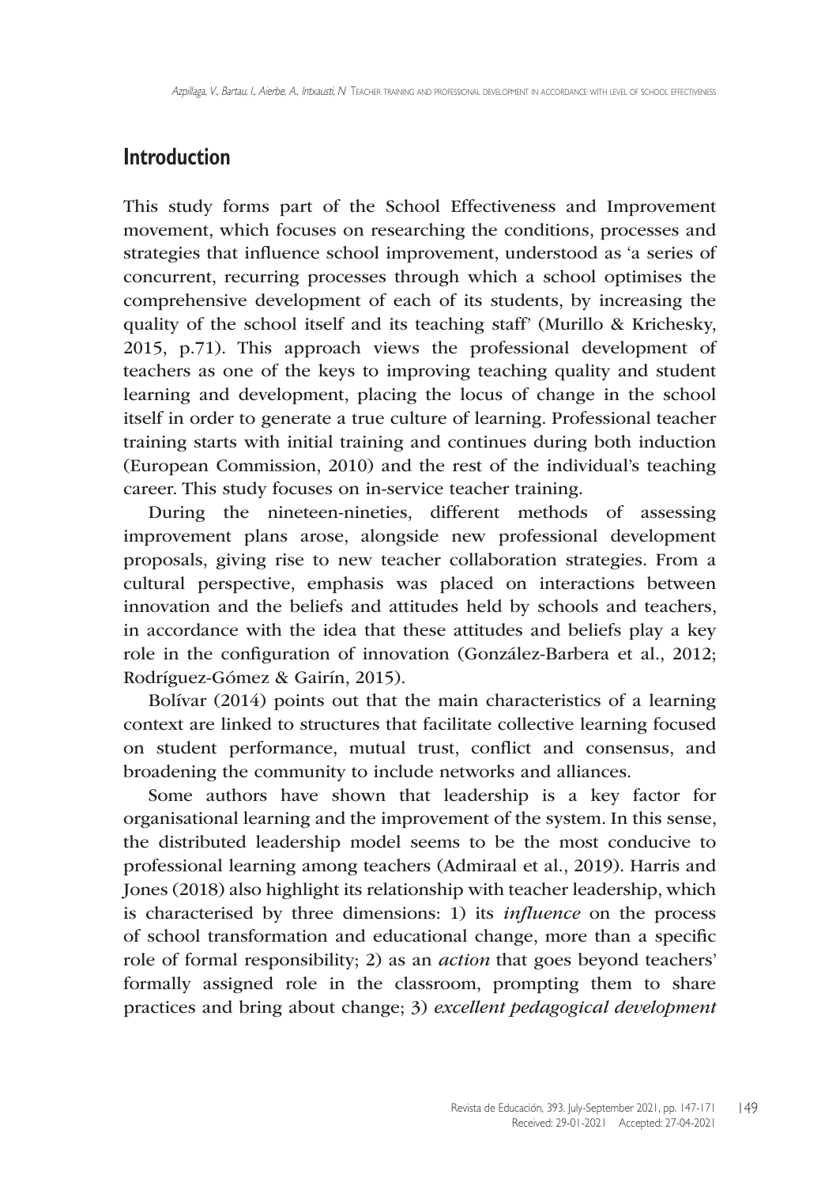## Introduction

This study forms part of the School Effectiveness and Improvement movement, which focuses on researching the conditions, processes and strategies that influence school improvement, understood as 'a series of concurrent, recurring processes through which a school optimises the comprehensive development of each of its students, by increasing the quality of the school itself and its teaching staff' (Murillo & Krichesky, 2015, p.71). This approach views the professional development of teachers as one of the keys to improving teaching quality and student learning and development, placing the locus of change in the school itself in order to generate a true culture of learning. Professional teacher training starts with initial training and continues during both induction (European Commission, 2010) and the rest of the individual's teaching career. This study focuses on in-service teacher training.

During the nineteen-nineties, different methods of assessing improvement plans arose, alongside new professional development proposals, giving rise to new teacher collaboration strategies. From a cultural perspective, emphasis was placed on interactions between innovation and the beliefs and attitudes held by schools and teachers, in accordance with the idea that these attitudes and beliefs play a key role in the configuration of innovation (González-Barbera et al., 2012; Rodríguez-Gómez & Gairín, 2015).

Bolívar (2014) points out that the main characteristics of a learning context are linked to structures that facilitate collective learning focused on student performance, mutual trust, conflict and consensus, and broadening the community to include networks and alliances.

Some authors have shown that leadership is a key factor for organisational learning and the improvement of the system. In this sense, the distributed leadership model seems to be the most conducive to professional learning among teachers (Admiraal et al., 2019). Harris and Jones (2018) also highlight its relationship with teacher leadership, which is characterised by three dimensions: 1) its *influence* on the process of school transformation and educational change, more than a specific role of formal responsibility; 2) as an *action* that goes beyond teachers' formally assigned role in the classroom, prompting them to share practices and bring about change; 3) *excellent pedagogical development*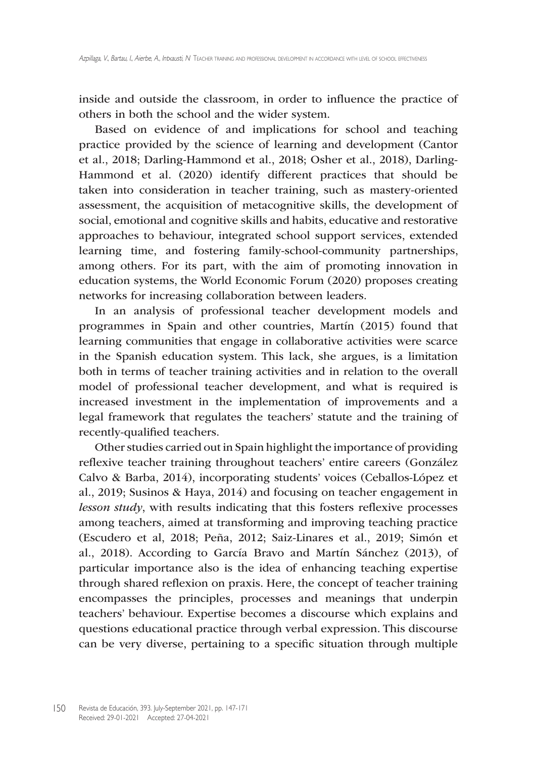inside and outside the classroom, in order to influence the practice of others in both the school and the wider system.

Based on evidence of and implications for school and teaching practice provided by the science of learning and development (Cantor et al., 2018; Darling-Hammond et al., 2018; Osher et al., 2018), Darling-Hammond et al. (2020) identify different practices that should be taken into consideration in teacher training, such as mastery-oriented assessment, the acquisition of metacognitive skills, the development of social, emotional and cognitive skills and habits, educative and restorative approaches to behaviour, integrated school support services, extended learning time, and fostering family-school-community partnerships, among others. For its part, with the aim of promoting innovation in education systems, the World Economic Forum (2020) proposes creating networks for increasing collaboration between leaders.

In an analysis of professional teacher development models and programmes in Spain and other countries, Martín (2015) found that learning communities that engage in collaborative activities were scarce in the Spanish education system. This lack, she argues, is a limitation both in terms of teacher training activities and in relation to the overall model of professional teacher development, and what is required is increased investment in the implementation of improvements and a legal framework that regulates the teachers' statute and the training of recently-qualified teachers.

Other studies carried out in Spain highlight the importance of providing reflexive teacher training throughout teachers' entire careers (González Calvo & Barba, 2014), incorporating students' voices (Ceballos-López et al., 2019; Susinos & Haya, 2014) and focusing on teacher engagement in *lesson study*, with results indicating that this fosters reflexive processes among teachers, aimed at transforming and improving teaching practice (Escudero et al, 2018; Peña, 2012; Saiz-Linares et al., 2019; Simón et al., 2018). According to García Bravo and Martín Sánchez (2013), of particular importance also is the idea of enhancing teaching expertise through shared reflexion on praxis. Here, the concept of teacher training encompasses the principles, processes and meanings that underpin teachers' behaviour. Expertise becomes a discourse which explains and questions educational practice through verbal expression. This discourse can be very diverse, pertaining to a specific situation through multiple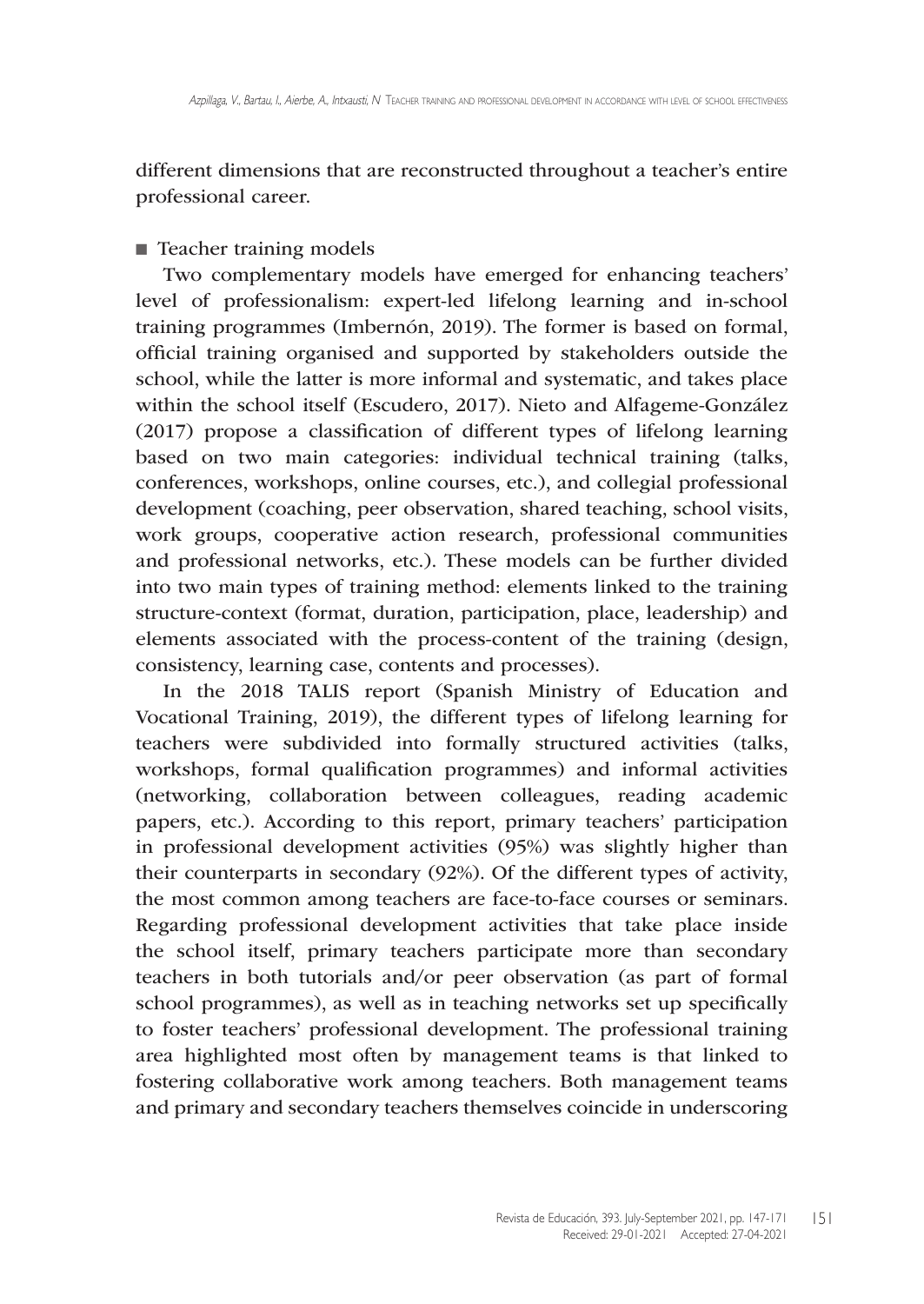different dimensions that are reconstructed throughout a teacher's entire professional career.

■ Teacher training models

Two complementary models have emerged for enhancing teachers' level of professionalism: expert-led lifelong learning and in-school training programmes (Imbernón, 2019). The former is based on formal, official training organised and supported by stakeholders outside the school, while the latter is more informal and systematic, and takes place within the school itself (Escudero, 2017). Nieto and Alfageme-González (2017) propose a classification of different types of lifelong learning based on two main categories: individual technical training (talks, conferences, workshops, online courses, etc.), and collegial professional development (coaching, peer observation, shared teaching, school visits, work groups, cooperative action research, professional communities and professional networks, etc.). These models can be further divided into two main types of training method: elements linked to the training structure-context (format, duration, participation, place, leadership) and elements associated with the process-content of the training (design, consistency, learning case, contents and processes).

In the 2018 TALIS report (Spanish Ministry of Education and Vocational Training, 2019), the different types of lifelong learning for teachers were subdivided into formally structured activities (talks, workshops, formal qualification programmes) and informal activities (networking, collaboration between colleagues, reading academic papers, etc.). According to this report, primary teachers' participation in professional development activities (95%) was slightly higher than their counterparts in secondary (92%). Of the different types of activity, the most common among teachers are face-to-face courses or seminars. Regarding professional development activities that take place inside the school itself, primary teachers participate more than secondary teachers in both tutorials and/or peer observation (as part of formal school programmes), as well as in teaching networks set up specifically to foster teachers' professional development. The professional training area highlighted most often by management teams is that linked to fostering collaborative work among teachers. Both management teams and primary and secondary teachers themselves coincide in underscoring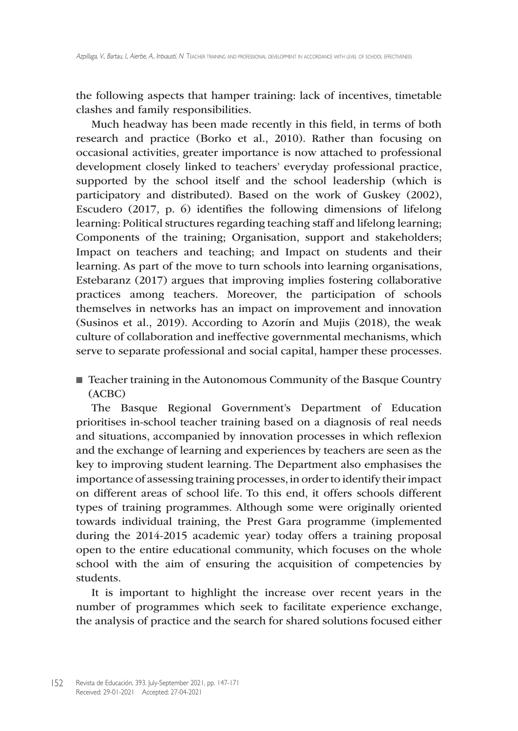the following aspects that hamper training: lack of incentives, timetable clashes and family responsibilities.

Much headway has been made recently in this field, in terms of both research and practice (Borko et al., 2010). Rather than focusing on occasional activities, greater importance is now attached to professional development closely linked to teachers' everyday professional practice, supported by the school itself and the school leadership (which is participatory and distributed). Based on the work of Guskey (2002), Escudero (2017, p. 6) identifies the following dimensions of lifelong learning: Political structures regarding teaching staff and lifelong learning; Components of the training; Organisation, support and stakeholders; Impact on teachers and teaching; and Impact on students and their learning. As part of the move to turn schools into learning organisations, Estebaranz (2017) argues that improving implies fostering collaborative practices among teachers. Moreover, the participation of schools themselves in networks has an impact on improvement and innovation (Susinos et al., 2019). According to Azorín and Mujis (2018), the weak culture of collaboration and ineffective governmental mechanisms, which serve to separate professional and social capital, hamper these processes.

## Teacher training in the Autonomous Community of the Basque Country (ACBC)

The Basque Regional Government's Department of Education prioritises in-school teacher training based on a diagnosis of real needs and situations, accompanied by innovation processes in which reflexion and the exchange of learning and experiences by teachers are seen as the key to improving student learning. The Department also emphasises the importance of assessing training processes, in order to identify their impact on different areas of school life. To this end, it offers schools different types of training programmes. Although some were originally oriented towards individual training, the Prest Gara programme (implemented during the 2014-2015 academic year) today offers a training proposal open to the entire educational community, which focuses on the whole school with the aim of ensuring the acquisition of competencies by students.

It is important to highlight the increase over recent years in the number of programmes which seek to facilitate experience exchange, the analysis of practice and the search for shared solutions focused either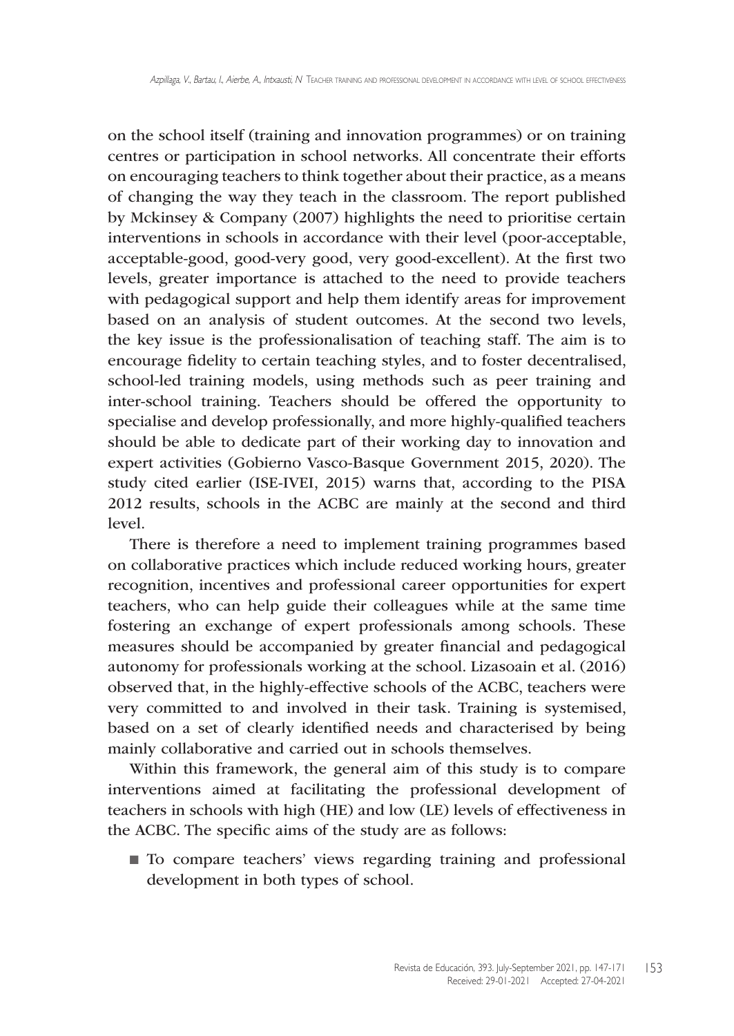on the school itself (training and innovation programmes) or on training centres or participation in school networks. All concentrate their efforts on encouraging teachers to think together about their practice, as a means of changing the way they teach in the classroom. The report published by Mckinsey & Company (2007) highlights the need to prioritise certain interventions in schools in accordance with their level (poor-acceptable, acceptable-good, good-very good, very good-excellent). At the first two levels, greater importance is attached to the need to provide teachers with pedagogical support and help them identify areas for improvement based on an analysis of student outcomes. At the second two levels, the key issue is the professionalisation of teaching staff. The aim is to encourage fidelity to certain teaching styles, and to foster decentralised, school-led training models, using methods such as peer training and inter-school training. Teachers should be offered the opportunity to specialise and develop professionally, and more highly-qualified teachers should be able to dedicate part of their working day to innovation and expert activities (Gobierno Vasco-Basque Government 2015, 2020). The study cited earlier (ISE-IVEI, 2015) warns that, according to the PISA 2012 results, schools in the ACBC are mainly at the second and third level.

There is therefore a need to implement training programmes based on collaborative practices which include reduced working hours, greater recognition, incentives and professional career opportunities for expert teachers, who can help guide their colleagues while at the same time fostering an exchange of expert professionals among schools. These measures should be accompanied by greater financial and pedagogical autonomy for professionals working at the school. Lizasoain et al. (2016) observed that, in the highly-effective schools of the ACBC, teachers were very committed to and involved in their task. Training is systemised, based on a set of clearly identified needs and characterised by being mainly collaborative and carried out in schools themselves.

Within this framework, the general aim of this study is to compare interventions aimed at facilitating the professional development of teachers in schools with high (HE) and low (LE) levels of effectiveness in the ACBC. The specific aims of the study are as follows:

- To compare teachers' views regarding training and professional development in both types of school.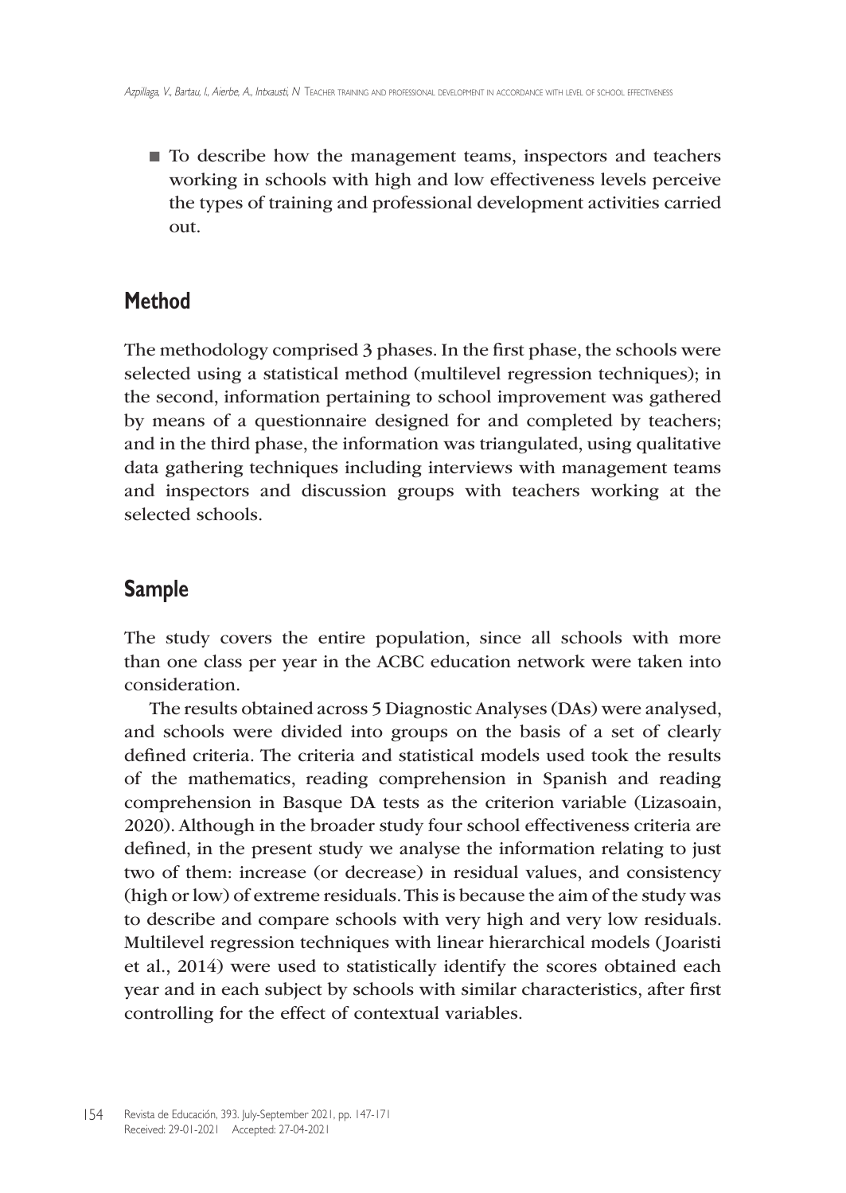- To describe how the management teams, inspectors and teachers working in schools with high and low effectiveness levels perceive the types of training and professional development activities carried out.

## Method

The methodology comprised 3 phases. In the first phase, the schools were selected using a statistical method (multilevel regression techniques); in the second, information pertaining to school improvement was gathered by means of a questionnaire designed for and completed by teachers; and in the third phase, the information was triangulated, using qualitative data gathering techniques including interviews with management teams and inspectors and discussion groups with teachers working at the selected schools.

## Sample

The study covers the entire population, since all schools with more than one class per year in the ACBC education network were taken into consideration.

The results obtained across 5 Diagnostic Analyses (DAs) were analysed, and schools were divided into groups on the basis of a set of clearly defined criteria. The criteria and statistical models used took the results of the mathematics, reading comprehension in Spanish and reading comprehension in Basque DA tests as the criterion variable (Lizasoain, 2020). Although in the broader study four school effectiveness criteria are defined, in the present study we analyse the information relating to just two of them: increase (or decrease) in residual values, and consistency (high or low) of extreme residuals. This is because the aim of the study was to describe and compare schools with very high and very low residuals. Multilevel regression techniques with linear hierarchical models (Joaristi et al., 2014) were used to statistically identify the scores obtained each year and in each subject by schools with similar characteristics, after first controlling for the effect of contextual variables.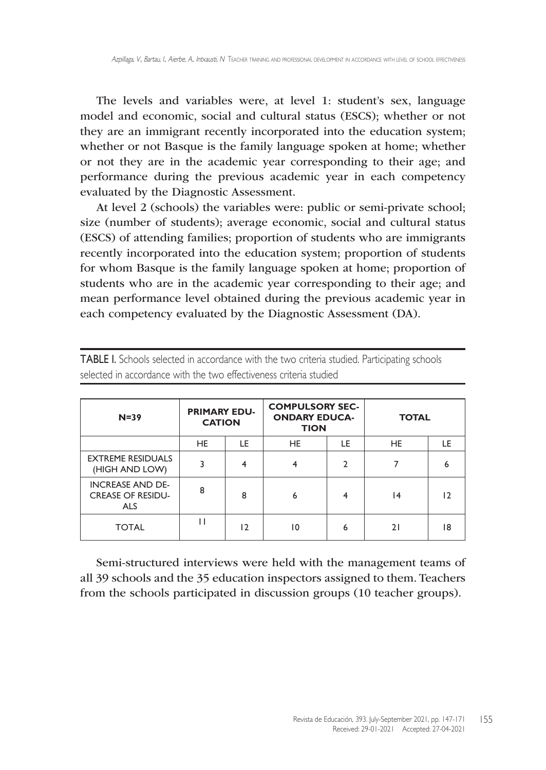The levels and variables were, at level 1: student's sex, language model and economic, social and cultural status (ESCS); whether or not they are an immigrant recently incorporated into the education system; whether or not Basque is the family language spoken at home; whether or not they are in the academic year corresponding to their age; and performance during the previous academic year in each competency evaluated by the Diagnostic Assessment.

At level 2 (schools) the variables were: public or semi-private school; size (number of students); average economic, social and cultural status (ESCS) of attending families; proportion of students who are immigrants recently incorporated into the education system; proportion of students for whom Basque is the family language spoken at home; proportion of students who are in the academic year corresponding to their age; and mean performance level obtained during the previous academic year in each competency evaluated by the Diagnostic Assessment (DA).

**TABLE I.** Schools selected in accordance with the two criteria studied. Participating schools selected in accordance with the two effectiveness criteria studied

| N=39 | PRIMARY EDUCATION | | COMPULSORY SECONDARY EDUCATION | | TOTAL | |
|---|---|---|---|---|---|---|
| | HE | LE | HE | LE | HE | LE |
| EXTREME RESIDUALS (HIGH AND LOW) | 3 | 4 | 4 | 2 | 7 | 6 |
| INCREASE AND DECREASE OF RESIDUALS | 8 | 8 | 6 | 4 | 14 | 12 |
| TOTAL | 11 | 12 | 10 | 6 | 21 | 18 |

Semi-structured interviews were held with the management teams of all 39 schools and the 35 education inspectors assigned to them. Teachers from the schools participated in discussion groups (10 teacher groups).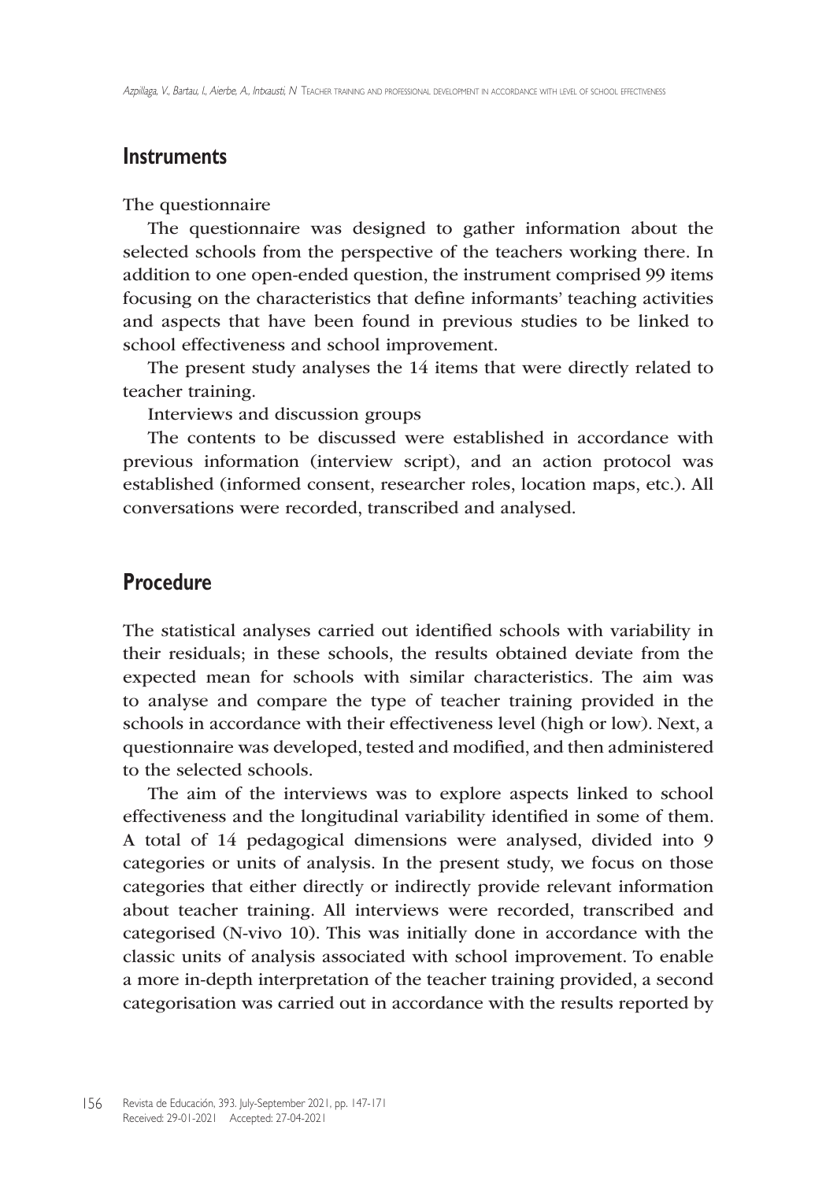## Instruments

The questionnaire

The questionnaire was designed to gather information about the selected schools from the perspective of the teachers working there. In addition to one open-ended question, the instrument comprised 99 items focusing on the characteristics that define informants' teaching activities and aspects that have been found in previous studies to be linked to school effectiveness and school improvement.

The present study analyses the 14 items that were directly related to teacher training.

Interviews and discussion groups

The contents to be discussed were established in accordance with previous information (interview script), and an action protocol was established (informed consent, researcher roles, location maps, etc.). All conversations were recorded, transcribed and analysed.

## Procedure

The statistical analyses carried out identified schools with variability in their residuals; in these schools, the results obtained deviate from the expected mean for schools with similar characteristics. The aim was to analyse and compare the type of teacher training provided in the schools in accordance with their effectiveness level (high or low). Next, a questionnaire was developed, tested and modified, and then administered to the selected schools.

The aim of the interviews was to explore aspects linked to school effectiveness and the longitudinal variability identified in some of them. A total of 14 pedagogical dimensions were analysed, divided into 9 categories or units of analysis. In the present study, we focus on those categories that either directly or indirectly provide relevant information about teacher training. All interviews were recorded, transcribed and categorised (N-vivo 10). This was initially done in accordance with the classic units of analysis associated with school improvement. To enable a more in-depth interpretation of the teacher training provided, a second categorisation was carried out in accordance with the results reported by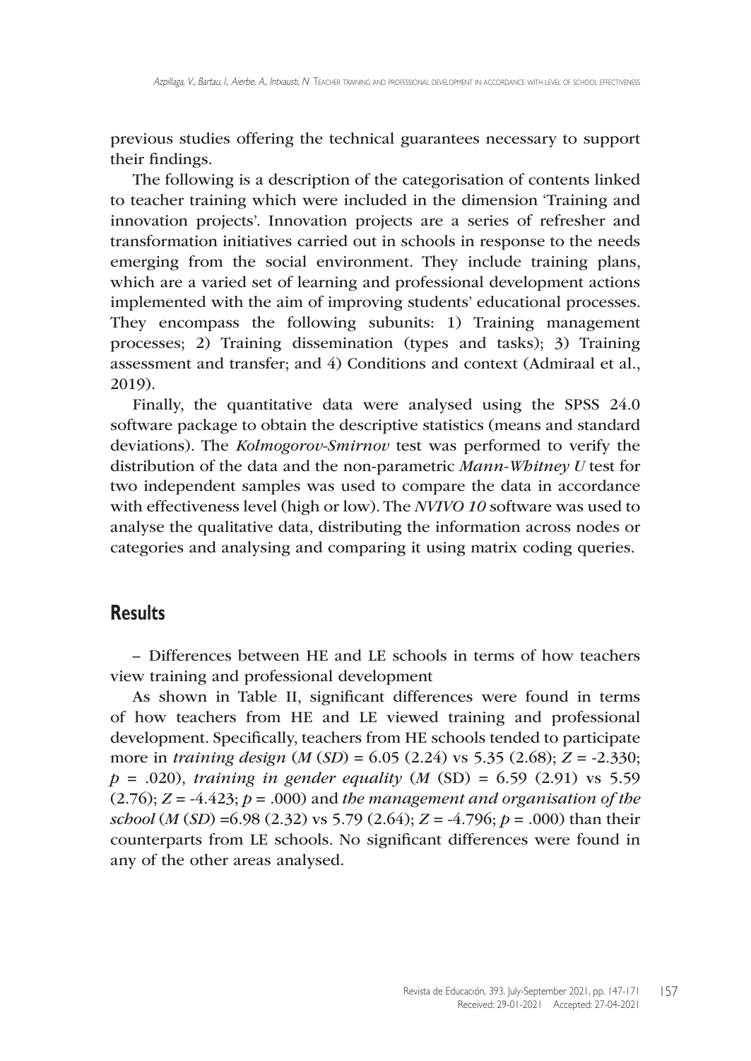previous studies offering the technical guarantees necessary to support their findings.

The following is a description of the categorisation of contents linked to teacher training which were included in the dimension 'Training and innovation projects'. Innovation projects are a series of refresher and transformation initiatives carried out in schools in response to the needs emerging from the social environment. They include training plans, which are a varied set of learning and professional development actions implemented with the aim of improving students' educational processes. They encompass the following subunits: 1) Training management processes; 2) Training dissemination (types and tasks); 3) Training assessment and transfer; and 4) Conditions and context (Admiraal et al., 2019).

Finally, the quantitative data were analysed using the SPSS 24.0 software package to obtain the descriptive statistics (means and standard deviations). The *Kolmogorov-Smirnov* test was performed to verify the distribution of the data and the non-parametric *Mann-Whitney U* test for two independent samples was used to compare the data in accordance with effectiveness level (high or low). The *NVIVO 10* software was used to analyse the qualitative data, distributing the information across nodes or categories and analysing and comparing it using matrix coding queries.

## Results

– Differences between HE and LE schools in terms of how teachers view training and professional development

As shown in Table II, significant differences were found in terms of how teachers from HE and LE viewed training and professional development. Specifically, teachers from HE schools tended to participate more in *training design* ($M$ ($SD$) = 6.05 (2.24) vs 5.35 (2.68); $Z$ = -2.330; $p$ = .020), *training in gender equality* ($M$ (SD) = 6.59 (2.91) vs 5.59 (2.76); $Z$ = -4.423; $p$ = .000) and *the management and organisation of the school* ($M$ ($SD$) =6.98 (2.32) vs 5.79 (2.64); $Z$ = -4.796; $p$ = .000) than their counterparts from LE schools. No significant differences were found in any of the other areas analysed.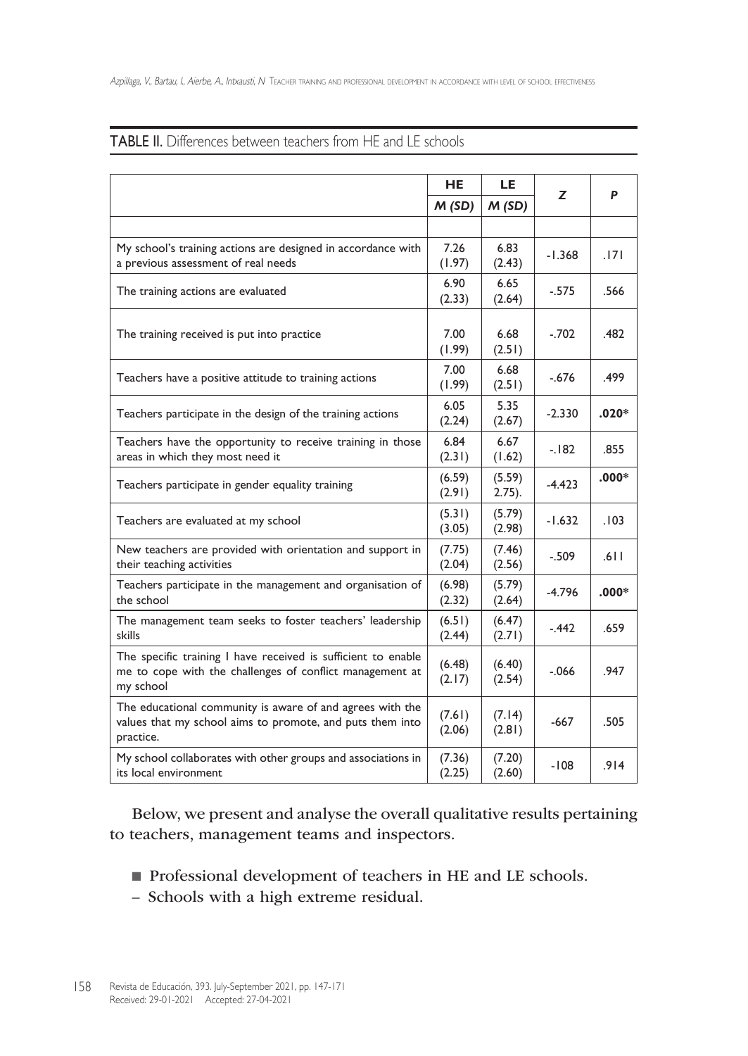TABLE II. Differences between teachers from HE and LE schools

| | HE | LE | Z | P |
|---|---|---|---|---|
| | M (SD) | M (SD) | | |
| My school's training actions are designed in accordance with a previous assessment of real needs | 7.26 (1.97) | 6.83 (2.43) | -1.368 | .171 |
| The training actions are evaluated | 6.90 (2.33) | 6.65 (2.64) | -.575 | .566 |
| The training received is put into practice | 7.00 (1.99) | 6.68 (2.51) | -.702 | .482 |
| Teachers have a positive attitude to training actions | 7.00 (1.99) | 6.68 (2.51) | -.676 | .499 |
| Teachers participate in the design of the training actions | 6.05 (2.24) | 5.35 (2.67) | -2.330 | **.020*** |
| Teachers have the opportunity to receive training in those areas in which they most need it | 6.84 (2.31) | 6.67 (1.62) | -.182 | .855 |
| Teachers participate in gender equality training | (6.59) (2.91) | (5.59) 2.75). | -4.423 | **.000*** |
| Teachers are evaluated at my school | (5.31) (3.05) | (5.79) (2.98) | -1.632 | .103 |
| New teachers are provided with orientation and support in their teaching activities | (7.75) (2.04) | (7.46) (2.56) | -.509 | .611 |
| Teachers participate in the management and organisation of the school | (6.98) (2.32) | (5.79) (2.64) | -4.796 | **.000*** |
| The management team seeks to foster teachers' leadership skills | (6.51) (2.44) | (6.47) (2.71) | -.442 | .659 |
| The specific training I have received is sufficient to enable me to cope with the challenges of conflict management at my school | (6.48) (2.17) | (6.40) (2.54) | -.066 | .947 |
| The educational community is aware of and agrees with the values that my school aims to promote, and puts them into practice. | (7.61) (2.06) | (7.14) (2.81) | -667 | .505 |
| My school collaborates with other groups and associations in its local environment | (7.36) (2.25) | (7.20) (2.60) | -108 | .914 |

Below, we present and analyse the overall qualitative results pertaining to teachers, management teams and inspectors.

- Professional development of teachers in HE and LE schools.

– Schools with a high extreme residual.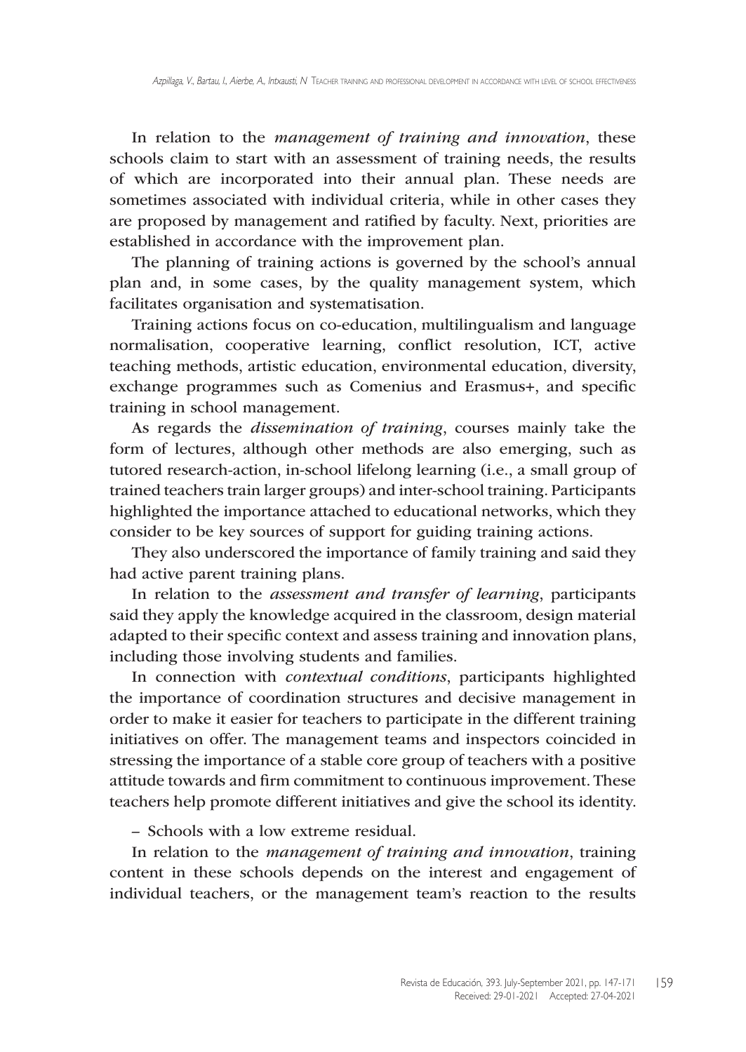In relation to the *management of training and innovation*, these schools claim to start with an assessment of training needs, the results of which are incorporated into their annual plan. These needs are sometimes associated with individual criteria, while in other cases they are proposed by management and ratified by faculty. Next, priorities are established in accordance with the improvement plan.

The planning of training actions is governed by the school's annual plan and, in some cases, by the quality management system, which facilitates organisation and systematisation.

Training actions focus on co-education, multilingualism and language normalisation, cooperative learning, conflict resolution, ICT, active teaching methods, artistic education, environmental education, diversity, exchange programmes such as Comenius and Erasmus+, and specific training in school management.

As regards the *dissemination of training*, courses mainly take the form of lectures, although other methods are also emerging, such as tutored research-action, in-school lifelong learning (i.e., a small group of trained teachers train larger groups) and inter-school training. Participants highlighted the importance attached to educational networks, which they consider to be key sources of support for guiding training actions.

They also underscored the importance of family training and said they had active parent training plans.

In relation to the *assessment and transfer of learning*, participants said they apply the knowledge acquired in the classroom, design material adapted to their specific context and assess training and innovation plans, including those involving students and families.

In connection with *contextual conditions*, participants highlighted the importance of coordination structures and decisive management in order to make it easier for teachers to participate in the different training initiatives on offer. The management teams and inspectors coincided in stressing the importance of a stable core group of teachers with a positive attitude towards and firm commitment to continuous improvement. These teachers help promote different initiatives and give the school its identity.

– Schools with a low extreme residual.

In relation to the *management of training and innovation*, training content in these schools depends on the interest and engagement of individual teachers, or the management team's reaction to the results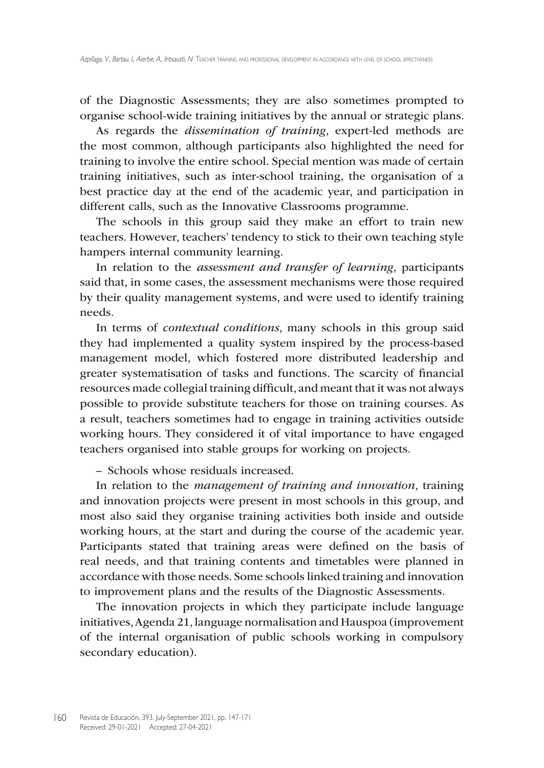of the Diagnostic Assessments; they are also sometimes prompted to organise school-wide training initiatives by the annual or strategic plans.

As regards the *dissemination of training*, expert-led methods are the most common, although participants also highlighted the need for training to involve the entire school. Special mention was made of certain training initiatives, such as inter-school training, the organisation of a best practice day at the end of the academic year, and participation in different calls, such as the Innovative Classrooms programme.

The schools in this group said they make an effort to train new teachers. However, teachers' tendency to stick to their own teaching style hampers internal community learning.

In relation to the *assessment and transfer of learning*, participants said that, in some cases, the assessment mechanisms were those required by their quality management systems, and were used to identify training needs.

In terms of *contextual conditions*, many schools in this group said they had implemented a quality system inspired by the process-based management model, which fostered more distributed leadership and greater systematisation of tasks and functions. The scarcity of financial resources made collegial training difficult, and meant that it was not always possible to provide substitute teachers for those on training courses. As a result, teachers sometimes had to engage in training activities outside working hours. They considered it of vital importance to have engaged teachers organised into stable groups for working on projects.

– Schools whose residuals increased.

In relation to the *management of training and innovation*, training and innovation projects were present in most schools in this group, and most also said they organise training activities both inside and outside working hours, at the start and during the course of the academic year. Participants stated that training areas were defined on the basis of real needs, and that training contents and timetables were planned in accordance with those needs. Some schools linked training and innovation to improvement plans and the results of the Diagnostic Assessments.

The innovation projects in which they participate include language initiatives, Agenda 21, language normalisation and Hauspoa (improvement of the internal organisation of public schools working in compulsory secondary education).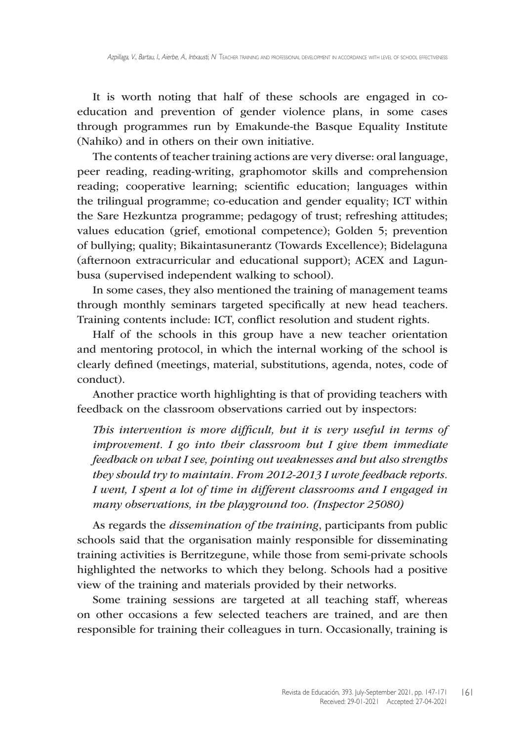It is worth noting that half of these schools are engaged in co-education and prevention of gender violence plans, in some cases through programmes run by Emakunde-the Basque Equality Institute (Nahiko) and in others on their own initiative.

The contents of teacher training actions are very diverse: oral language, peer reading, reading-writing, graphomotor skills and comprehension reading; cooperative learning; scientific education; languages within the trilingual programme; co-education and gender equality; ICT within the Sare Hezkuntza programme; pedagogy of trust; refreshing attitudes; values education (grief, emotional competence); Golden 5; prevention of bullying; quality; Bikaintasunerantz (Towards Excellence); Bidelaguna (afternoon extracurricular and educational support); ACEX and Lagunbusa (supervised independent walking to school).

In some cases, they also mentioned the training of management teams through monthly seminars targeted specifically at new head teachers. Training contents include: ICT, conflict resolution and student rights.

Half of the schools in this group have a new teacher orientation and mentoring protocol, in which the internal working of the school is clearly defined (meetings, material, substitutions, agenda, notes, code of conduct).

Another practice worth highlighting is that of providing teachers with feedback on the classroom observations carried out by inspectors:

> *This intervention is more difficult, but it is very useful in terms of improvement. I go into their classroom but I give them immediate feedback on what I see, pointing out weaknesses and but also strengths they should try to maintain. From 2012-2013 I wrote feedback reports. I went, I spent a lot of time in different classrooms and I engaged in many observations, in the playground too. (Inspector 25080)*

As regards the *dissemination of the training*, participants from public schools said that the organisation mainly responsible for disseminating training activities is Berritzegune, while those from semi-private schools highlighted the networks to which they belong. Schools had a positive view of the training and materials provided by their networks.

Some training sessions are targeted at all teaching staff, whereas on other occasions a few selected teachers are trained, and are then responsible for training their colleagues in turn. Occasionally, training is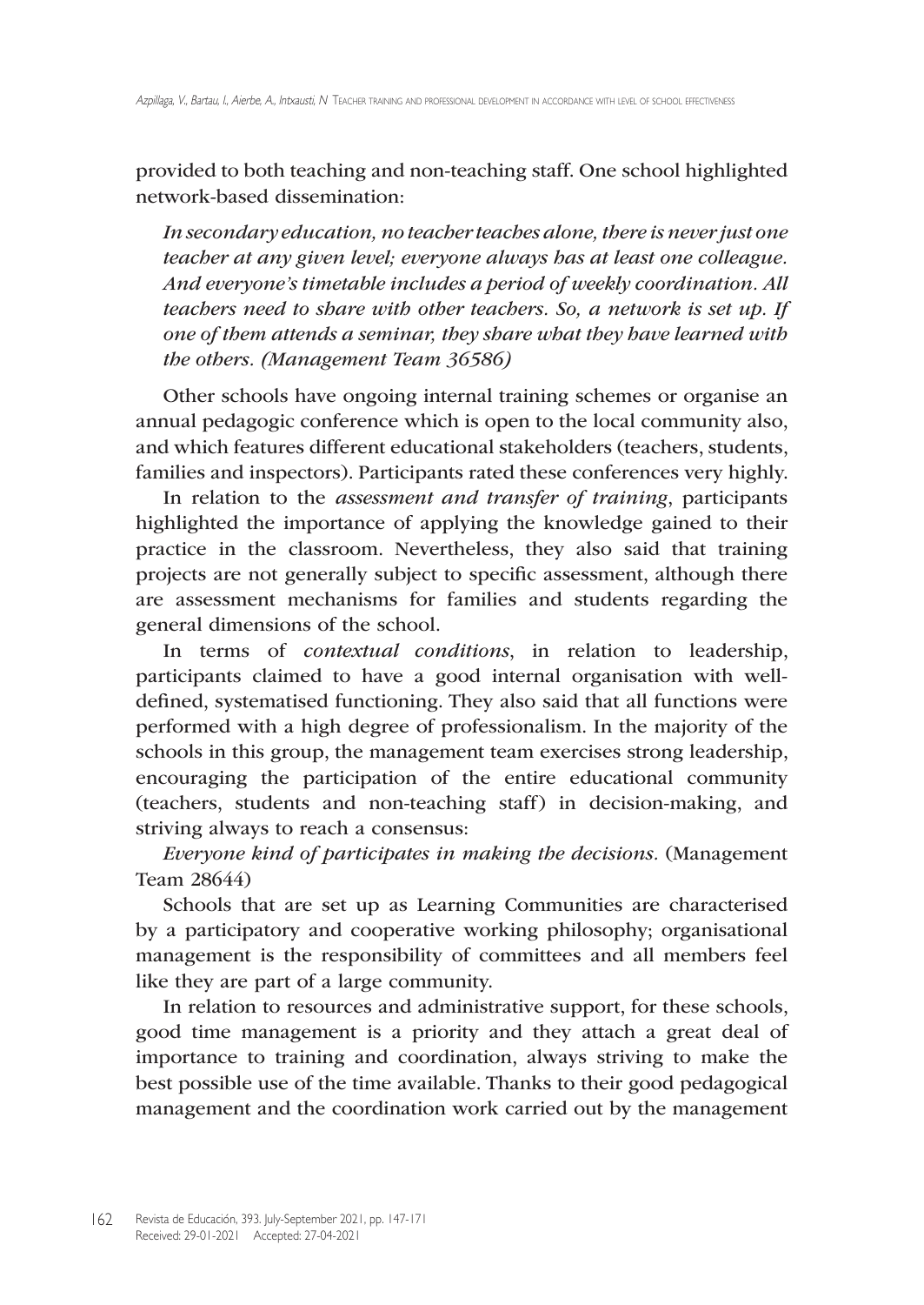provided to both teaching and non-teaching staff. One school highlighted network-based dissemination:

> *In secondary education, no teacher teaches alone, there is never just one teacher at any given level; everyone always has at least one colleague. And everyone's timetable includes a period of weekly coordination. All teachers need to share with other teachers. So, a network is set up. If one of them attends a seminar, they share what they have learned with the others. (Management Team 36586)*

Other schools have ongoing internal training schemes or organise an annual pedagogic conference which is open to the local community also, and which features different educational stakeholders (teachers, students, families and inspectors). Participants rated these conferences very highly.

In relation to the *assessment and transfer of training*, participants highlighted the importance of applying the knowledge gained to their practice in the classroom. Nevertheless, they also said that training projects are not generally subject to specific assessment, although there are assessment mechanisms for families and students regarding the general dimensions of the school.

In terms of *contextual conditions*, in relation to leadership, participants claimed to have a good internal organisation with well-defined, systematised functioning. They also said that all functions were performed with a high degree of professionalism. In the majority of the schools in this group, the management team exercises strong leadership, encouraging the participation of the entire educational community (teachers, students and non-teaching staff) in decision-making, and striving always to reach a consensus:

*Everyone kind of participates in making the decisions.* (Management Team 28644)

Schools that are set up as Learning Communities are characterised by a participatory and cooperative working philosophy; organisational management is the responsibility of committees and all members feel like they are part of a large community.

In relation to resources and administrative support, for these schools, good time management is a priority and they attach a great deal of importance to training and coordination, always striving to make the best possible use of the time available. Thanks to their good pedagogical management and the coordination work carried out by the management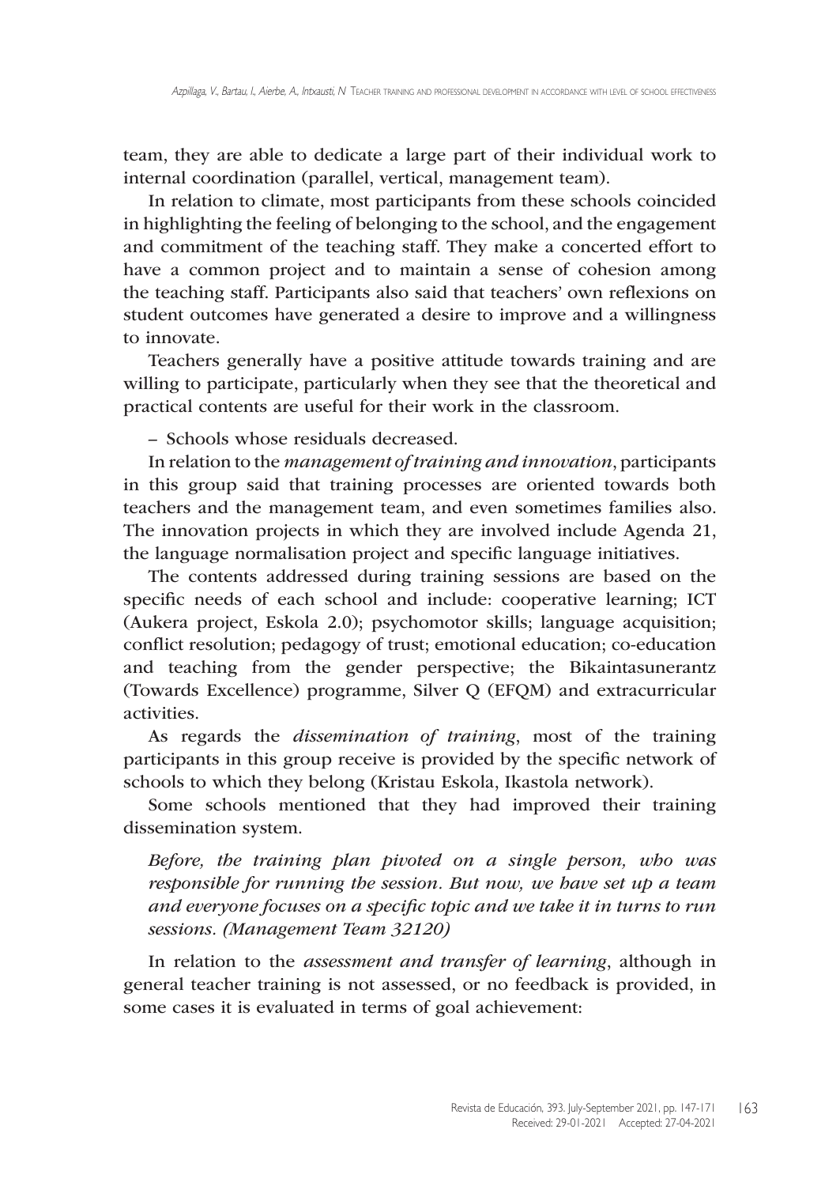team, they are able to dedicate a large part of their individual work to internal coordination (parallel, vertical, management team).

In relation to climate, most participants from these schools coincided in highlighting the feeling of belonging to the school, and the engagement and commitment of the teaching staff. They make a concerted effort to have a common project and to maintain a sense of cohesion among the teaching staff. Participants also said that teachers' own reflexions on student outcomes have generated a desire to improve and a willingness to innovate.

Teachers generally have a positive attitude towards training and are willing to participate, particularly when they see that the theoretical and practical contents are useful for their work in the classroom.

– Schools whose residuals decreased.

In relation to the *management of training and innovation*, participants in this group said that training processes are oriented towards both teachers and the management team, and even sometimes families also. The innovation projects in which they are involved include Agenda 21, the language normalisation project and specific language initiatives.

The contents addressed during training sessions are based on the specific needs of each school and include: cooperative learning; ICT (Aukera project, Eskola 2.0); psychomotor skills; language acquisition; conflict resolution; pedagogy of trust; emotional education; co-education and teaching from the gender perspective; the Bikaintasunerantz (Towards Excellence) programme, Silver Q (EFQM) and extracurricular activities.

As regards the *dissemination of training*, most of the training participants in this group receive is provided by the specific network of schools to which they belong (Kristau Eskola, Ikastola network).

Some schools mentioned that they had improved their training dissemination system.

> *Before, the training plan pivoted on a single person, who was responsible for running the session. But now, we have set up a team and everyone focuses on a specific topic and we take it in turns to run sessions. (Management Team 32120)*

In relation to the *assessment and transfer of learning*, although in general teacher training is not assessed, or no feedback is provided, in some cases it is evaluated in terms of goal achievement: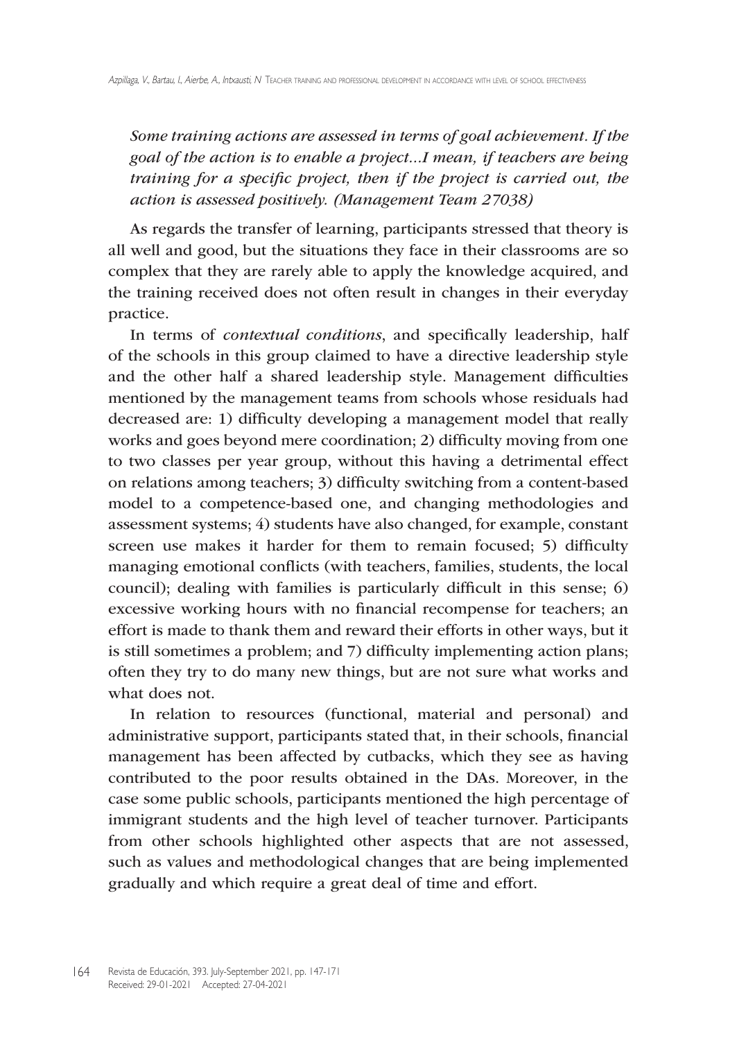*Some training actions are assessed in terms of goal achievement. If the goal of the action is to enable a project...I mean, if teachers are being training for a specific project, then if the project is carried out, the action is assessed positively. (Management Team 27038)*

As regards the transfer of learning, participants stressed that theory is all well and good, but the situations they face in their classrooms are so complex that they are rarely able to apply the knowledge acquired, and the training received does not often result in changes in their everyday practice.

In terms of *contextual conditions*, and specifically leadership, half of the schools in this group claimed to have a directive leadership style and the other half a shared leadership style. Management difficulties mentioned by the management teams from schools whose residuals had decreased are: 1) difficulty developing a management model that really works and goes beyond mere coordination; 2) difficulty moving from one to two classes per year group, without this having a detrimental effect on relations among teachers; 3) difficulty switching from a content-based model to a competence-based one, and changing methodologies and assessment systems; 4) students have also changed, for example, constant screen use makes it harder for them to remain focused; 5) difficulty managing emotional conflicts (with teachers, families, students, the local council); dealing with families is particularly difficult in this sense; 6) excessive working hours with no financial recompense for teachers; an effort is made to thank them and reward their efforts in other ways, but it is still sometimes a problem; and 7) difficulty implementing action plans; often they try to do many new things, but are not sure what works and what does not.

In relation to resources (functional, material and personal) and administrative support, participants stated that, in their schools, financial management has been affected by cutbacks, which they see as having contributed to the poor results obtained in the DAs. Moreover, in the case some public schools, participants mentioned the high percentage of immigrant students and the high level of teacher turnover. Participants from other schools highlighted other aspects that are not assessed, such as values and methodological changes that are being implemented gradually and which require a great deal of time and effort.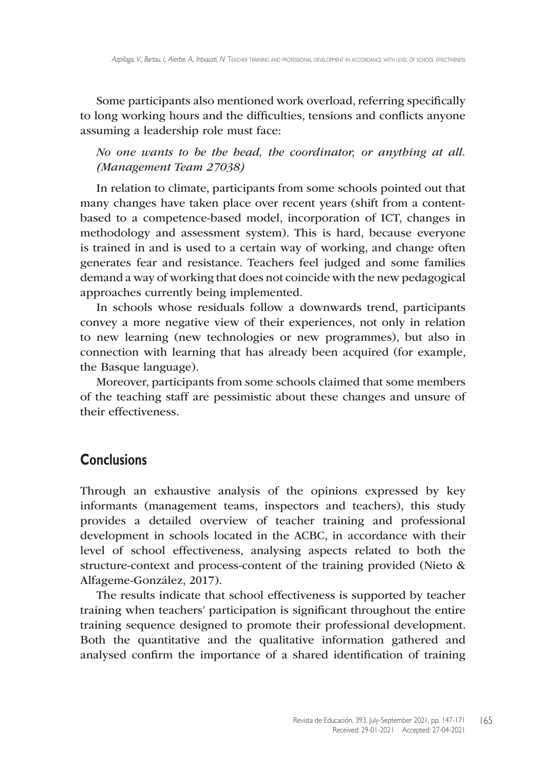Some participants also mentioned work overload, referring specifically to long working hours and the difficulties, tensions and conflicts anyone assuming a leadership role must face:

*No one wants to be the head, the coordinator, or anything at all. (Management Team 27038)*

In relation to climate, participants from some schools pointed out that many changes have taken place over recent years (shift from a content-based to a competence-based model, incorporation of ICT, changes in methodology and assessment system). This is hard, because everyone is trained in and is used to a certain way of working, and change often generates fear and resistance. Teachers feel judged and some families demand a way of working that does not coincide with the new pedagogical approaches currently being implemented.

In schools whose residuals follow a downwards trend, participants convey a more negative view of their experiences, not only in relation to new learning (new technologies or new programmes), but also in connection with learning that has already been acquired (for example, the Basque language).

Moreover, participants from some schools claimed that some members of the teaching staff are pessimistic about these changes and unsure of their effectiveness.

## Conclusions

Through an exhaustive analysis of the opinions expressed by key informants (management teams, inspectors and teachers), this study provides a detailed overview of teacher training and professional development in schools located in the ACBC, in accordance with their level of school effectiveness, analysing aspects related to both the structure-context and process-content of the training provided (Nieto & Alfageme-González, 2017).

The results indicate that school effectiveness is supported by teacher training when teachers' participation is significant throughout the entire training sequence designed to promote their professional development. Both the quantitative and the qualitative information gathered and analysed confirm the importance of a shared identification of training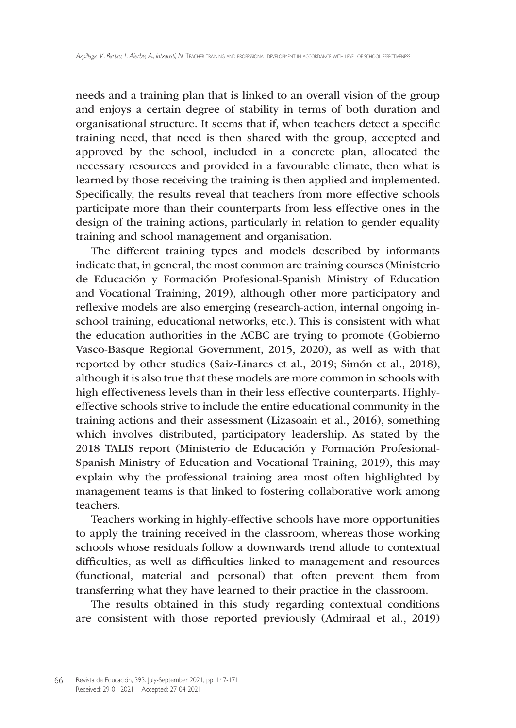needs and a training plan that is linked to an overall vision of the group and enjoys a certain degree of stability in terms of both duration and organisational structure. It seems that if, when teachers detect a specific training need, that need is then shared with the group, accepted and approved by the school, included in a concrete plan, allocated the necessary resources and provided in a favourable climate, then what is learned by those receiving the training is then applied and implemented. Specifically, the results reveal that teachers from more effective schools participate more than their counterparts from less effective ones in the design of the training actions, particularly in relation to gender equality training and school management and organisation.

The different training types and models described by informants indicate that, in general, the most common are training courses (Ministerio de Educación y Formación Profesional-Spanish Ministry of Education and Vocational Training, 2019), although other more participatory and reflexive models are also emerging (research-action, internal ongoing in-school training, educational networks, etc.). This is consistent with what the education authorities in the ACBC are trying to promote (Gobierno Vasco-Basque Regional Government, 2015, 2020), as well as with that reported by other studies (Saiz-Linares et al., 2019; Simón et al., 2018), although it is also true that these models are more common in schools with high effectiveness levels than in their less effective counterparts. Highly-effective schools strive to include the entire educational community in the training actions and their assessment (Lizasoain et al., 2016), something which involves distributed, participatory leadership. As stated by the 2018 TALIS report (Ministerio de Educación y Formación Profesional-Spanish Ministry of Education and Vocational Training, 2019), this may explain why the professional training area most often highlighted by management teams is that linked to fostering collaborative work among teachers.

Teachers working in highly-effective schools have more opportunities to apply the training received in the classroom, whereas those working schools whose residuals follow a downwards trend allude to contextual difficulties, as well as difficulties linked to management and resources (functional, material and personal) that often prevent them from transferring what they have learned to their practice in the classroom.

The results obtained in this study regarding contextual conditions are consistent with those reported previously (Admiraal et al., 2019)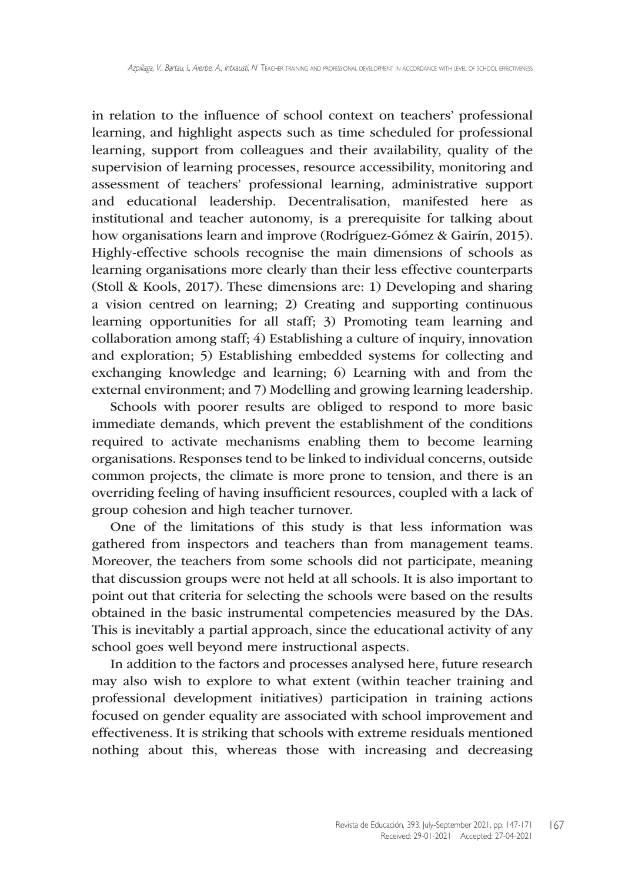in relation to the influence of school context on teachers' professional learning, and highlight aspects such as time scheduled for professional learning, support from colleagues and their availability, quality of the supervision of learning processes, resource accessibility, monitoring and assessment of teachers' professional learning, administrative support and educational leadership. Decentralisation, manifested here as institutional and teacher autonomy, is a prerequisite for talking about how organisations learn and improve (Rodríguez-Gómez & Gairín, 2015). Highly-effective schools recognise the main dimensions of schools as learning organisations more clearly than their less effective counterparts (Stoll & Kools, 2017). These dimensions are: 1) Developing and sharing a vision centred on learning; 2) Creating and supporting continuous learning opportunities for all staff; 3) Promoting team learning and collaboration among staff; 4) Establishing a culture of inquiry, innovation and exploration; 5) Establishing embedded systems for collecting and exchanging knowledge and learning; 6) Learning with and from the external environment; and 7) Modelling and growing learning leadership.

Schools with poorer results are obliged to respond to more basic immediate demands, which prevent the establishment of the conditions required to activate mechanisms enabling them to become learning organisations. Responses tend to be linked to individual concerns, outside common projects, the climate is more prone to tension, and there is an overriding feeling of having insufficient resources, coupled with a lack of group cohesion and high teacher turnover.

One of the limitations of this study is that less information was gathered from inspectors and teachers than from management teams. Moreover, the teachers from some schools did not participate, meaning that discussion groups were not held at all schools. It is also important to point out that criteria for selecting the schools were based on the results obtained in the basic instrumental competencies measured by the DAs. This is inevitably a partial approach, since the educational activity of any school goes well beyond mere instructional aspects.

In addition to the factors and processes analysed here, future research may also wish to explore to what extent (within teacher training and professional development initiatives) participation in training actions focused on gender equality are associated with school improvement and effectiveness. It is striking that schools with extreme residuals mentioned nothing about this, whereas those with increasing and decreasing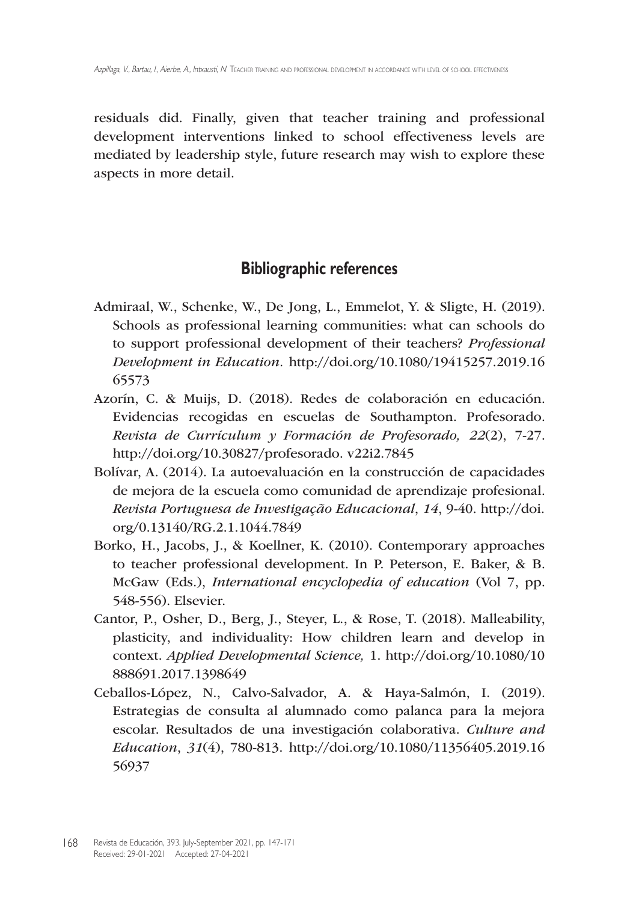residuals did. Finally, given that teacher training and professional development interventions linked to school effectiveness levels are mediated by leadership style, future research may wish to explore these aspects in more detail.

## Bibliographic references

Admiraal, W., Schenke, W., De Jong, L., Emmelot, Y. & Sligte, H. (2019). Schools as professional learning communities: what can schools do to support professional development of their teachers? *Professional Development in Education.* http://doi.org/10.1080/19415257.2019.1665573

Azorín, C. & Muijs, D. (2018). Redes de colaboración en educación. Evidencias recogidas en escuelas de Southampton. Profesorado. *Revista de Currículum y Formación de Profesorado, 22*(2), 7-27. http://doi.org/10.30827/profesorado. v22i2.7845

Bolívar, A. (2014). La autoevaluación en la construcción de capacidades de mejora de la escuela como comunidad de aprendizaje profesional. *Revista Portuguesa de Investigação Educacional*, *14*, 9-40. http://doi.org/0.13140/RG.2.1.1044.7849

Borko, H., Jacobs, J., & Koellner, K. (2010). Contemporary approaches to teacher professional development. In P. Peterson, E. Baker, & B. McGaw (Eds.), *International encyclopedia of education* (Vol 7, pp. 548-556). Elsevier.

Cantor, P., Osher, D., Berg, J., Steyer, L., & Rose, T. (2018). Malleability, plasticity, and individuality: How children learn and develop in context. *Applied Developmental Science,* 1. http://doi.org/10.1080/10888691.2017.1398649

Ceballos-López, N., Calvo-Salvador, A. & Haya-Salmón, I. (2019). Estrategias de consulta al alumnado como palanca para la mejora escolar. Resultados de una investigación colaborativa. *Culture and Education*, *31*(4), 780-813. http://doi.org/10.1080/11356405.2019.1656937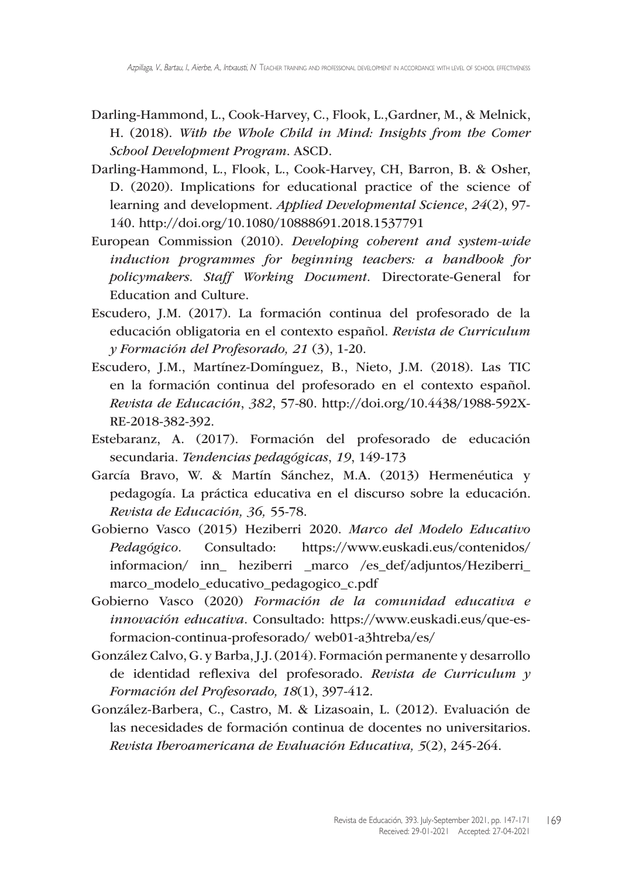Darling-Hammond, L., Cook-Harvey, C., Flook, L.,Gardner, M., & Melnick, H. (2018). *With the Whole Child in Mind: Insights from the Comer School Development Program*. ASCD.

Darling-Hammond, L., Flook, L., Cook-Harvey, CH, Barron, B. & Osher, D. (2020). Implications for educational practice of the science of learning and development. *Applied Developmental Science*, *24*(2), 97-140. http://doi.org/10.1080/10888691.2018.1537791

European Commission (2010). *Developing coherent and system-wide induction programmes for beginning teachers: a handbook for policymakers. Staff Working Document*. Directorate-General for Education and Culture.

Escudero, J.M. (2017). La formación continua del profesorado de la educación obligatoria en el contexto español. *Revista de Curriculum y Formación del Profesorado, 21* (3), 1-20.

Escudero, J.M., Martínez-Domínguez, B., Nieto, J.M. (2018). Las TIC en la formación continua del profesorado en el contexto español. *Revista de Educación*, *382*, 57-80. http://doi.org/10.4438/1988-592X-RE-2018-382-392.

Estebaranz, A. (2017). Formación del profesorado de educación secundaria. *Tendencias pedagógicas*, *19*, 149-173

García Bravo, W. & Martín Sánchez, M.A. (2013) Hermenéutica y pedagogía. La práctica educativa en el discurso sobre la educación. *Revista de Educación, 36,* 55-78.

Gobierno Vasco (2015) Heziberri 2020. *Marco del Modelo Educativo Pedagógico*. Consultado: https://www.euskadi.eus/contenidos/informacion/ inn_ heziberri _marco /es_def/adjuntos/Heziberri_marco_modelo_educativo_pedagogico_c.pdf

Gobierno Vasco (2020) *Formación de la comunidad educativa e innovación educativa*. Consultado: https://www.euskadi.eus/que-es-formacion-continua-profesorado/ web01-a3htreba/es/

González Calvo, G. y Barba, J.J. (2014). Formación permanente y desarrollo de identidad reflexiva del profesorado. *Revista de Curriculum y Formación del Profesorado, 18*(1), 397-412.

González-Barbera, C., Castro, M. & Lizasoain, L. (2012). Evaluación de las necesidades de formación continua de docentes no universitarios. *Revista Iberoamericana de Evaluación Educativa, 5*(2), 245-264.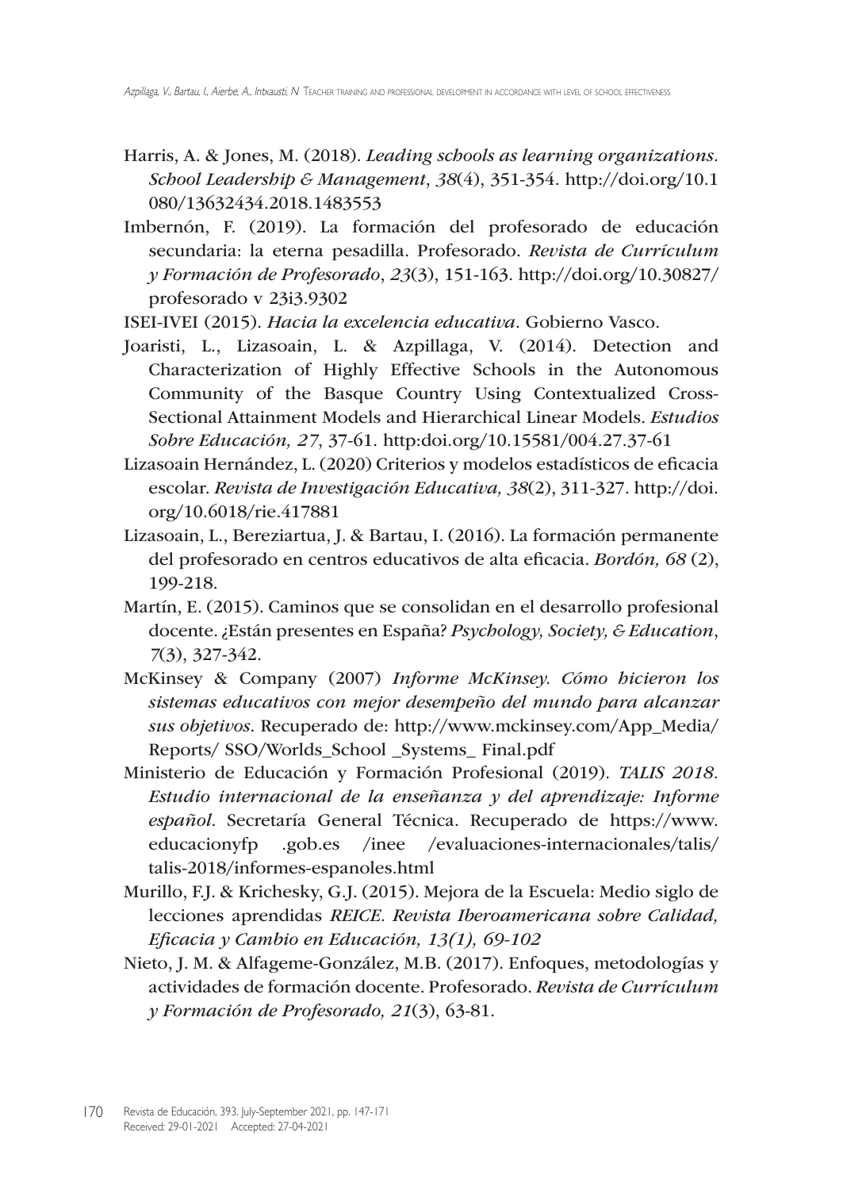Harris, A. & Jones, M. (2018). *Leading schools as learning organizations. School Leadership & Management*, *38*(4), 351-354. http://doi.org/10.1080/13632434.2018.1483553

Imbernón, F. (2019). La formación del profesorado de educación secundaria: la eterna pesadilla. Profesorado. *Revista de Currículum y Formación de Profesorado*, *23*(3), 151-163. http://doi.org/10.30827/profesorado v 23i3.9302

ISEI-IVEI (2015). *Hacia la excelencia educativa*. Gobierno Vasco.

Joaristi, L., Lizasoain, L. & Azpillaga, V. (2014). Detection and Characterization of Highly Effective Schools in the Autonomous Community of the Basque Country Using Contextualized Cross-Sectional Attainment Models and Hierarchical Linear Models. *Estudios Sobre Educación, 27*, 37-61. http:doi.org/10.15581/004.27.37-61

Lizasoain Hernández, L. (2020) Criterios y modelos estadísticos de eficacia escolar. *Revista de Investigación Educativa, 38*(2), 311-327. http://doi.org/10.6018/rie.417881

Lizasoain, L., Bereziartua, J. & Bartau, I. (2016). La formación permanente del profesorado en centros educativos de alta eficacia. *Bordón, 68* (2), 199-218.

Martín, E. (2015). Caminos que se consolidan en el desarrollo profesional docente. ¿Están presentes en España? *Psychology, Society, & Education*, *7*(3), 327-342.

McKinsey & Company (2007) *Informe McKinsey. Cómo hicieron los sistemas educativos con mejor desempeño del mundo para alcanzar sus objetivos*. Recuperado de: http://www.mckinsey.com/App_Media/Reports/ SSO/Worlds_School _Systems_ Final.pdf

Ministerio de Educación y Formación Profesional (2019). *TALIS 2018. Estudio internacional de la enseñanza y del aprendizaje: Informe español*. Secretaría General Técnica. Recuperado de https://www.educacionyfp .gob.es /inee /evaluaciones-internacionales/talis/talis-2018/informes-espanoles.html

Murillo, F.J. & Krichesky, G.J. (2015). Mejora de la Escuela: Medio siglo de lecciones aprendidas *REICE. Revista Iberoamericana sobre Calidad, Eficacia y Cambio en Educación, 13(1), 69-102*

Nieto, J. M. & Alfageme-González, M.B. (2017). Enfoques, metodologías y actividades de formación docente. Profesorado. *Revista de Currículum y Formación de Profesorado, 21*(3), 63-81.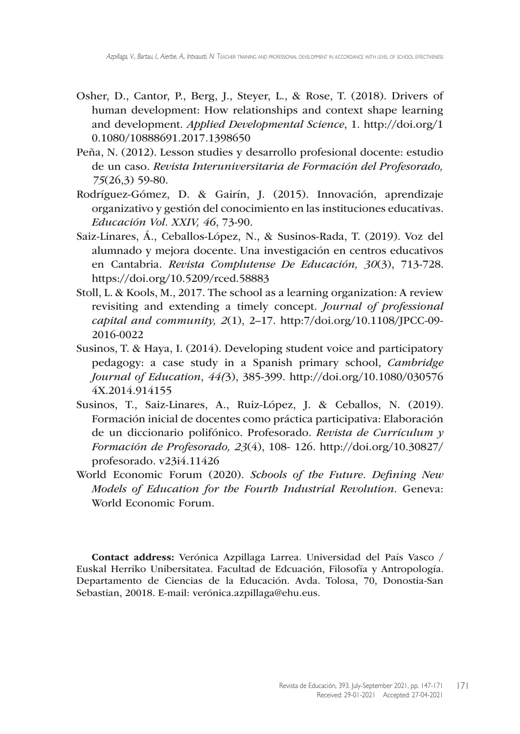Osher, D., Cantor, P., Berg, J., Steyer, L., & Rose, T. (2018). Drivers of human development: How relationships and context shape learning and development. *Applied Developmental Science*, 1. http://doi.org/10.1080/10888691.2017.1398650

Peña, N. (2012). Lesson studies y desarrollo profesional docente: estudio de un caso. *Revista Interuniversitaria de Formación del Profesorado, 75*(26,3) 59-80.

Rodríguez-Gómez, D. & Gairín, J. (2015). Innovación, aprendizaje organizativo y gestión del conocimiento en las instituciones educativas. *Educación Vol. XXIV, 46*, 73-90.

Saiz-Linares, Á., Ceballos-López, N., & Susinos-Rada, T. (2019). Voz del alumnado y mejora docente. Una investigación en centros educativos en Cantabria. *Revista Complutense De Educación, 30*(3), 713-728. https://doi.org/10.5209/rced.58883

Stoll, L. & Kools, M., 2017. The school as a learning organization: A review revisiting and extending a timely concept. *Journal of professional capital and community, 2*(1), 2–17. http:7/doi.org/10.1108/JPCC-09-2016-0022

Susinos, T. & Haya, I. (2014). Developing student voice and participatory pedagogy: a case study in a Spanish primary school, *Cambridge Journal of Education*, *44(*3), 385-399. http://doi.org/10.1080/0305764X.2014.914155

Susinos, T., Saiz-Linares, A., Ruiz-López, J. & Ceballos, N. (2019). Formación inicial de docentes como práctica participativa: Elaboración de un diccionario polifónico. Profesorado. *Revista de Currículum y Formación de Profesorado, 23*(4), 108- 126. http://doi.org/10.30827/profesorado. v23i4.11426

World Economic Forum (2020). *Schools of the Future. Defining New Models of Education for the Fourth Industrial Revolution*. Geneva: World Economic Forum.

**Contact address:** Verónica Azpillaga Larrea. Universidad del País Vasco / Euskal Herriko Unibersitatea. Facultad de Edcuación, Filosofía y Antropología. Departamento de Ciencias de la Educación. Avda. Tolosa, 70, Donostia-San Sebastian, 20018. E-mail: verónica.azpillaga@ehu.eus.

Received: 29-01-2021 Accepted: 27-04-2021